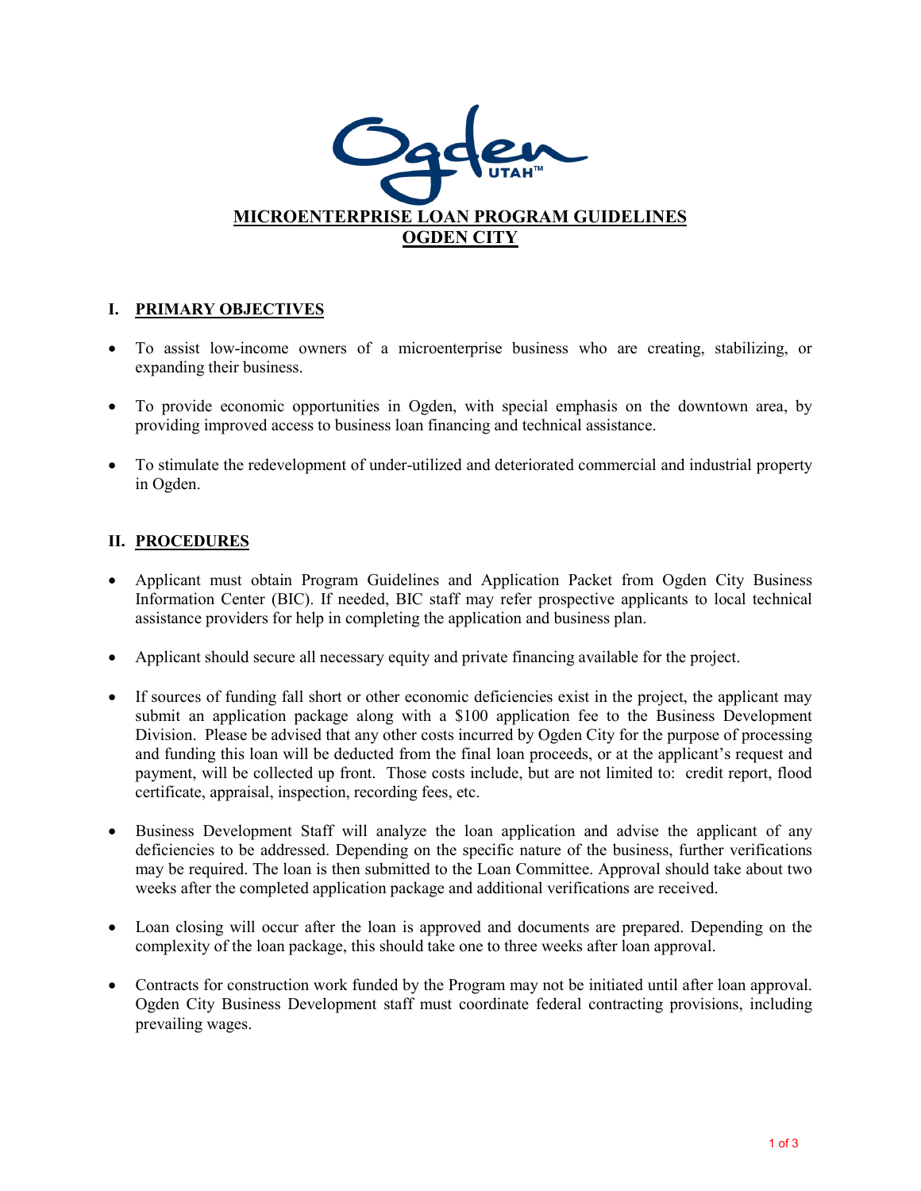# MICROENTERPRISE LOAN PROGRAM GUIDELINES
# OGDEN CITY

## I. PRIMARY OBJECTIVES

- To assist low-income owners of a microenterprise business who are creating, stabilizing, or expanding their business.
- To provide economic opportunities in Ogden, with special emphasis on the downtown area, by providing improved access to business loan financing and technical assistance.
- To stimulate the redevelopment of under-utilized and deteriorated commercial and industrial property in Ogden.

## II. PROCEDURES

- Applicant must obtain Program Guidelines and Application Packet from Ogden City Business Information Center (BIC). If needed, BIC staff may refer prospective applicants to local technical assistance providers for help in completing the application and business plan.
- Applicant should secure all necessary equity and private financing available for the project.
- If sources of funding fall short or other economic deficiencies exist in the project, the applicant may submit an application package along with a $100 application fee to the Business Development Division. Please be advised that any other costs incurred by Ogden City for the purpose of processing and funding this loan will be deducted from the final loan proceeds, or at the applicant's request and payment, will be collected up front. Those costs include, but are not limited to: credit report, flood certificate, appraisal, inspection, recording fees, etc.
- Business Development Staff will analyze the loan application and advise the applicant of any deficiencies to be addressed. Depending on the specific nature of the business, further verifications may be required. The loan is then submitted to the Loan Committee. Approval should take about two weeks after the completed application package and additional verifications are received.
- Loan closing will occur after the loan is approved and documents are prepared. Depending on the complexity of the loan package, this should take one to three weeks after loan approval.
- Contracts for construction work funded by the Program may not be initiated until after loan approval. Ogden City Business Development staff must coordinate federal contracting provisions, including prevailing wages.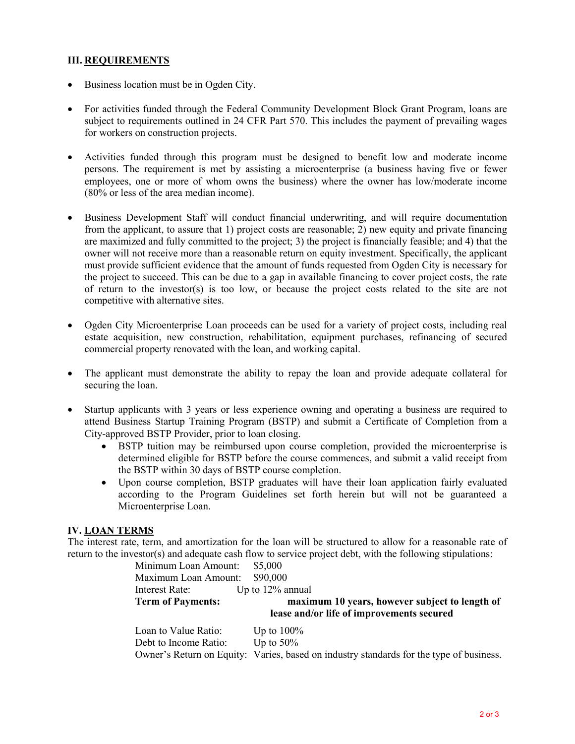## III. REQUIREMENTS

- Business location must be in Ogden City.
- For activities funded through the Federal Community Development Block Grant Program, loans are subject to requirements outlined in 24 CFR Part 570. This includes the payment of prevailing wages for workers on construction projects.
- Activities funded through this program must be designed to benefit low and moderate income persons. The requirement is met by assisting a microenterprise (a business having five or fewer employees, one or more of whom owns the business) where the owner has low/moderate income (80% or less of the area median income).
- Business Development Staff will conduct financial underwriting, and will require documentation from the applicant, to assure that 1) project costs are reasonable; 2) new equity and private financing are maximized and fully committed to the project; 3) the project is financially feasible; and 4) that the owner will not receive more than a reasonable return on equity investment. Specifically, the applicant must provide sufficient evidence that the amount of funds requested from Ogden City is necessary for the project to succeed. This can be due to a gap in available financing to cover project costs, the rate of return to the investor(s) is too low, or because the project costs related to the site are not competitive with alternative sites.
- Ogden City Microenterprise Loan proceeds can be used for a variety of project costs, including real estate acquisition, new construction, rehabilitation, equipment purchases, refinancing of secured commercial property renovated with the loan, and working capital.
- The applicant must demonstrate the ability to repay the loan and provide adequate collateral for securing the loan.
- Startup applicants with 3 years or less experience owning and operating a business are required to attend Business Startup Training Program (BSTP) and submit a Certificate of Completion from a City-approved BSTP Provider, prior to loan closing.
  - BSTP tuition may be reimbursed upon course completion, provided the microenterprise is determined eligible for BSTP before the course commences, and submit a valid receipt from the BSTP within 30 days of BSTP course completion.
  - Upon course completion, BSTP graduates will have their loan application fairly evaluated according to the Program Guidelines set forth herein but will not be guaranteed a Microenterprise Loan.

## IV. LOAN TERMS

The interest rate, term, and amortization for the loan will be structured to allow for a reasonable rate of return to the investor(s) and adequate cash flow to service project debt, with the following stipulations:

Minimum Loan Amount: $5,000
Maximum Loan Amount: $90,000
Interest Rate: Up to 12% annual
**Term of Payments: maximum 10 years, however subject to length of lease and/or life of improvements secured**

Loan to Value Ratio: Up to 100%
Debt to Income Ratio: Up to 50%
Owner's Return on Equity: Varies, based on industry standards for the type of business.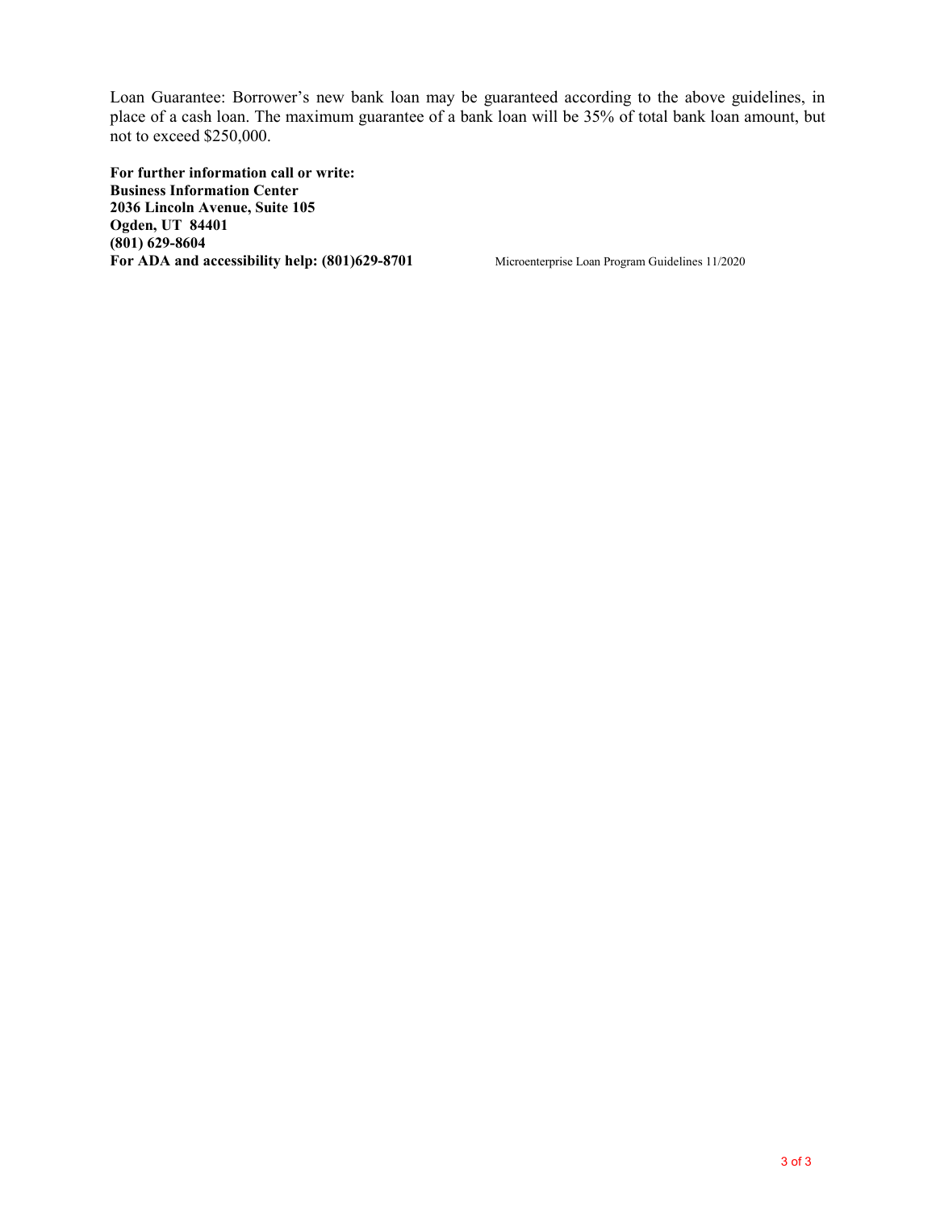Loan Guarantee: Borrower's new bank loan may be guaranteed according to the above guidelines, in place of a cash loan. The maximum guarantee of a bank loan will be 35% of total bank loan amount, but not to exceed $250,000.

**For further information call or write:**
**Business Information Center**
**2036 Lincoln Avenue, Suite 105**
**Ogden, UT 84401**
**(801) 629-8604**
**For ADA and accessibility help: (801)629-8701**

Microenterprise Loan Program Guidelines 11/2020